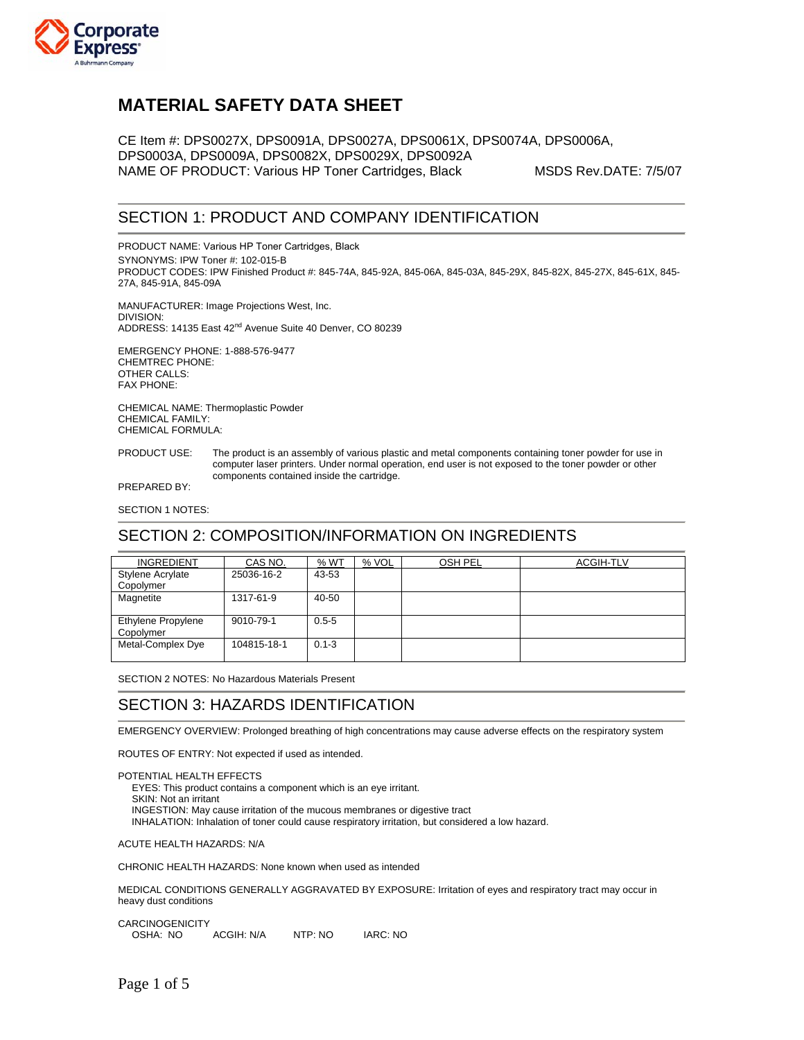# MATERIAL SAFETY DATA SHEET

CE Item #: DPS0027X, DPS0091A, DPS0027A, DPS0061X, DPS0074A, DPS0006A, DPS0003A, DPS0009A, DPS0082X, DPS0029X, DPS0092A
NAME OF PRODUCT: Various HP Toner Cartridges, Black MSDS Rev.DATE: 7/5/07

## SECTION 1: PRODUCT AND COMPANY IDENTIFICATION

PRODUCT NAME: Various HP Toner Cartridges, Black
SYNONYMS: IPW Toner #: 102-015-B
PRODUCT CODES: IPW Finished Product #: 845-74A, 845-92A, 845-06A, 845-03A, 845-29X, 845-82X, 845-27X, 845-61X, 845-27A, 845-91A, 845-09A

MANUFACTURER: Image Projections West, Inc.
DIVISION:
ADDRESS: 14135 East 42nd Avenue Suite 40 Denver, CO 80239

EMERGENCY PHONE: 1-888-576-9477
CHEMTREC PHONE:
OTHER CALLS:
FAX PHONE:

CHEMICAL NAME: Thermoplastic Powder
CHEMICAL FAMILY:
CHEMICAL FORMULA:

PRODUCT USE: The product is an assembly of various plastic and metal components containing toner powder for use in computer laser printers. Under normal operation, end user is not exposed to the toner powder or other components contained inside the cartridge.

PREPARED BY:

SECTION 1 NOTES:

## SECTION 2: COMPOSITION/INFORMATION ON INGREDIENTS

| INGREDIENT | CAS NO. | % WT | % VOL | OSH PEL | ACGIH-TLV |
|---|---|---|---|---|---|
| Stylene Acrylate Copolymer | 25036-16-2 | 43-53 | | | |
| Magnetite | 1317-61-9 | 40-50 | | | |
| Ethylene Propylene Copolymer | 9010-79-1 | 0.5-5 | | | |
| Metal-Complex Dye | 104815-18-1 | 0.1-3 | | | |

SECTION 2 NOTES: No Hazardous Materials Present

## SECTION 3: HAZARDS IDENTIFICATION

EMERGENCY OVERVIEW: Prolonged breathing of high concentrations may cause adverse effects on the respiratory system

ROUTES OF ENTRY: Not expected if used as intended.

POTENTIAL HEALTH EFFECTS
- EYES: This product contains a component which is an eye irritant.
- SKIN: Not an irritant
- INGESTION: May cause irritation of the mucous membranes or digestive tract
- INHALATION: Inhalation of toner could cause respiratory irritation, but considered a low hazard.

ACUTE HEALTH HAZARDS: N/A

CHRONIC HEALTH HAZARDS: None known when used as intended

MEDICAL CONDITIONS GENERALLY AGGRAVATED BY EXPOSURE: Irritation of eyes and respiratory tract may occur in heavy dust conditions

CARCINOGENICITY
OSHA: NO ACGIH: N/A NTP: NO IARC: NO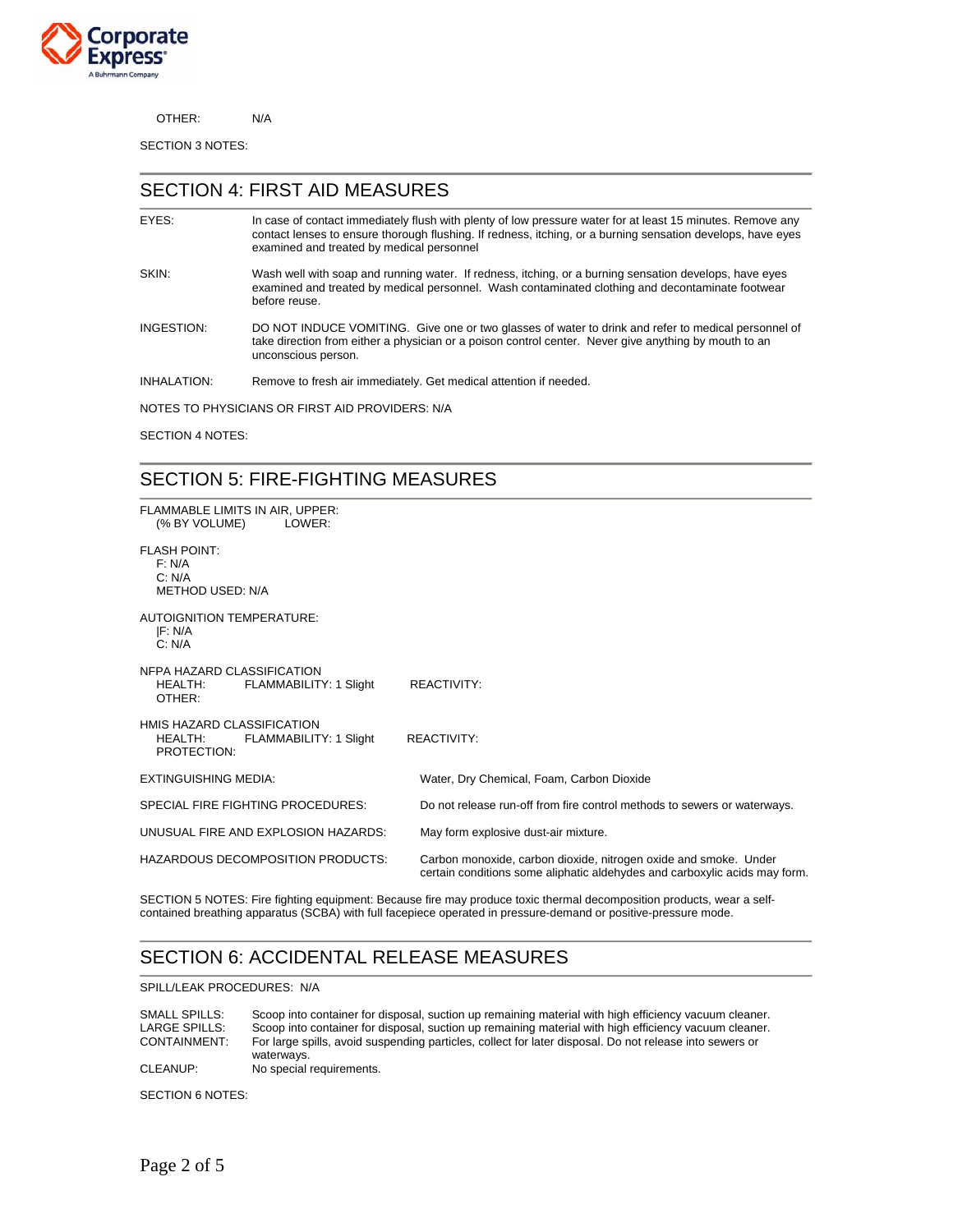OTHER: N/A

SECTION 3 NOTES:

## SECTION 4: FIRST AID MEASURES

EYES: In case of contact immediately flush with plenty of low pressure water for at least 15 minutes. Remove any contact lenses to ensure thorough flushing. If redness, itching, or a burning sensation develops, have eyes examined and treated by medical personnel

SKIN: Wash well with soap and running water. If redness, itching, or a burning sensation develops, have eyes examined and treated by medical personnel. Wash contaminated clothing and decontaminate footwear before reuse.

INGESTION: DO NOT INDUCE VOMITING. Give one or two glasses of water to drink and refer to medical personnel of take direction from either a physician or a poison control center. Never give anything by mouth to an unconscious person.

INHALATION: Remove to fresh air immediately. Get medical attention if needed.

NOTES TO PHYSICIANS OR FIRST AID PROVIDERS: N/A

SECTION 4 NOTES:

## SECTION 5: FIRE-FIGHTING MEASURES

FLAMMABLE LIMITS IN AIR, UPPER:
(% BY VOLUME) LOWER:

FLASH POINT:
F: N/A
C: N/A
METHOD USED: N/A

AUTOIGNITION TEMPERATURE:
|F: N/A
C: N/A

NFPA HAZARD CLASSIFICATION
HEALTH: FLAMMABILITY: 1 Slight REACTIVITY:
OTHER:

HMIS HAZARD CLASSIFICATION
HEALTH: FLAMMABILITY: 1 Slight REACTIVITY:
PROTECTION:

EXTINGUISHING MEDIA: Water, Dry Chemical, Foam, Carbon Dioxide

SPECIAL FIRE FIGHTING PROCEDURES: Do not release run-off from fire control methods to sewers or waterways.

UNUSUAL FIRE AND EXPLOSION HAZARDS: May form explosive dust-air mixture.

HAZARDOUS DECOMPOSITION PRODUCTS: Carbon monoxide, carbon dioxide, nitrogen oxide and smoke. Under certain conditions some aliphatic aldehydes and carboxylic acids may form.

SECTION 5 NOTES: Fire fighting equipment: Because fire may produce toxic thermal decomposition products, wear a self-contained breathing apparatus (SCBA) with full facepiece operated in pressure-demand or positive-pressure mode.

## SECTION 6: ACCIDENTAL RELEASE MEASURES

SPILL/LEAK PROCEDURES: N/A

SMALL SPILLS: Scoop into container for disposal, suction up remaining material with high efficiency vacuum cleaner.
LARGE SPILLS: Scoop into container for disposal, suction up remaining material with high efficiency vacuum cleaner.
CONTAINMENT: For large spills, avoid suspending particles, collect for later disposal. Do not release into sewers or waterways.
CLEANUP: No special requirements.

SECTION 6 NOTES: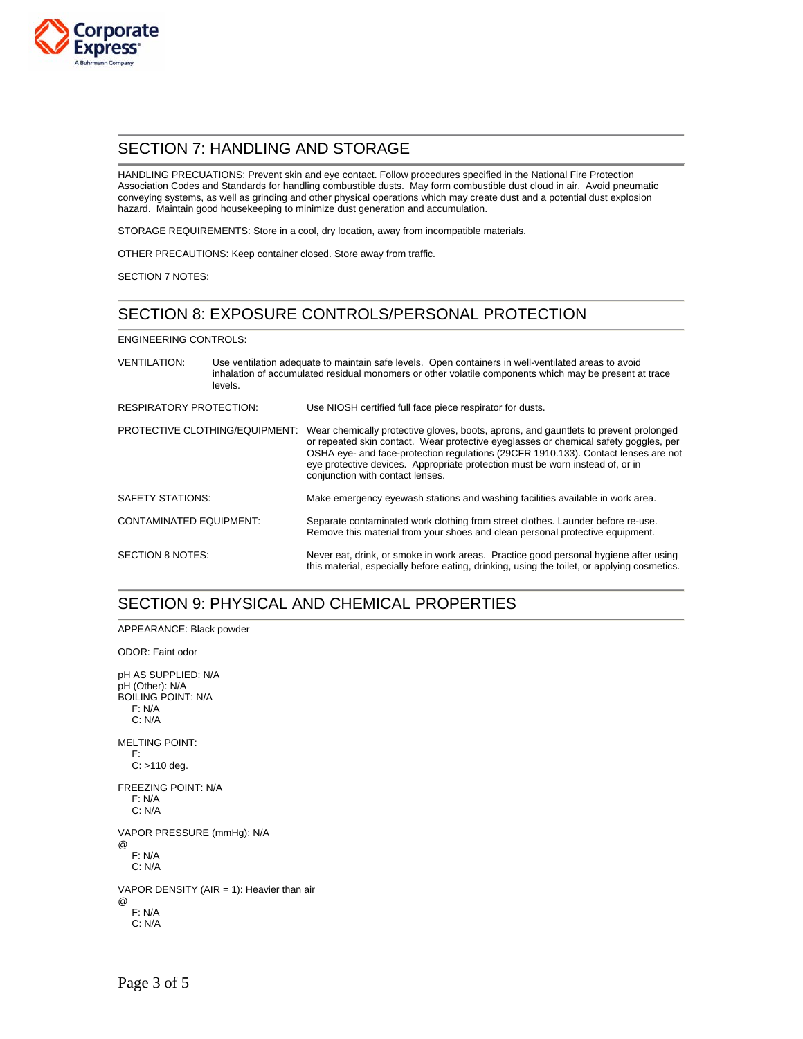## SECTION 7: HANDLING AND STORAGE

HANDLING PRECUATIONS: Prevent skin and eye contact. Follow procedures specified in the National Fire Protection Association Codes and Standards for handling combustible dusts. May form combustible dust cloud in air. Avoid pneumatic conveying systems, as well as grinding and other physical operations which may create dust and a potential dust explosion hazard. Maintain good housekeeping to minimize dust generation and accumulation.

STORAGE REQUIREMENTS: Store in a cool, dry location, away from incompatible materials.

OTHER PRECAUTIONS: Keep container closed. Store away from traffic.

SECTION 7 NOTES:

## SECTION 8: EXPOSURE CONTROLS/PERSONAL PROTECTION

ENGINEERING CONTROLS:

VENTILATION: Use ventilation adequate to maintain safe levels. Open containers in well-ventilated areas to avoid inhalation of accumulated residual monomers or other volatile components which may be present at trace levels.

RESPIRATORY PROTECTION: Use NIOSH certified full face piece respirator for dusts.

PROTECTIVE CLOTHING/EQUIPMENT: Wear chemically protective gloves, boots, aprons, and gauntlets to prevent prolonged or repeated skin contact. Wear protective eyeglasses or chemical safety goggles, per OSHA eye- and face-protection regulations (29CFR 1910.133). Contact lenses are not eye protective devices. Appropriate protection must be worn instead of, or in conjunction with contact lenses.

SAFETY STATIONS: Make emergency eyewash stations and washing facilities available in work area.

CONTAMINATED EQUIPMENT: Separate contaminated work clothing from street clothes. Launder before re-use. Remove this material from your shoes and clean personal protective equipment.

SECTION 8 NOTES: Never eat, drink, or smoke in work areas. Practice good personal hygiene after using this material, especially before eating, drinking, using the toilet, or applying cosmetics.

## SECTION 9: PHYSICAL AND CHEMICAL PROPERTIES

APPEARANCE: Black powder

ODOR: Faint odor

pH AS SUPPLIED: N/A
pH (Other): N/A
BOILING POINT: N/A
F: N/A
C: N/A

MELTING POINT:
F:
C: >110 deg.

FREEZING POINT: N/A
F: N/A
C: N/A

VAPOR PRESSURE (mmHg): N/A
@
F: N/A
C: N/A

VAPOR DENSITY (AIR = 1): Heavier than air
@
F: N/A
C: N/A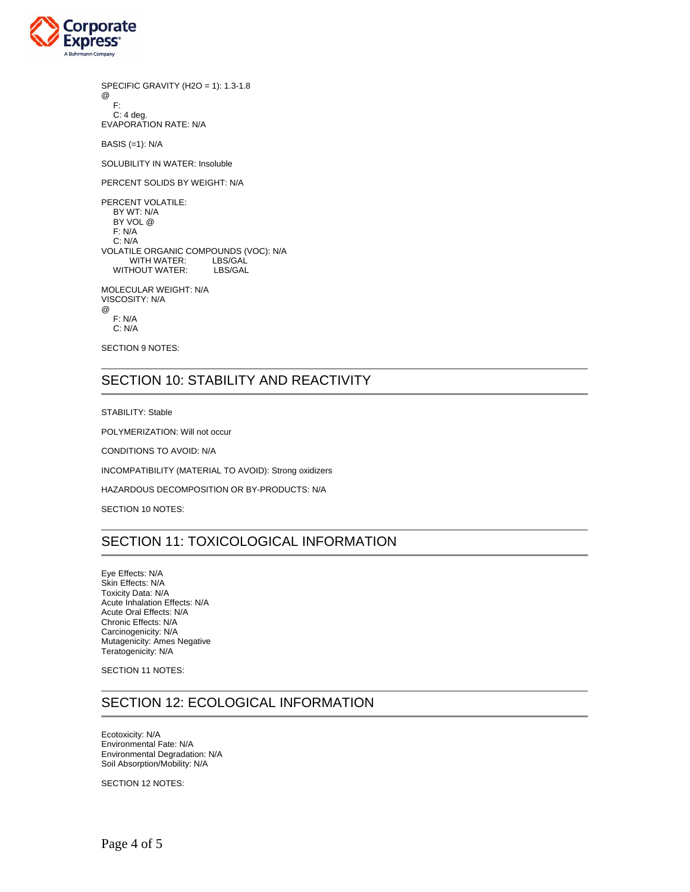SPECIFIC GRAVITY (H2O = 1): 1.3-1.8
@
F:
C: 4 deg.
EVAPORATION RATE: N/A

BASIS (=1): N/A

SOLUBILITY IN WATER: Insoluble

PERCENT SOLIDS BY WEIGHT: N/A

PERCENT VOLATILE:
BY WT: N/A
BY VOL @
F: N/A
C: N/A
VOLATILE ORGANIC COMPOUNDS (VOC): N/A
WITH WATER: LBS/GAL
WITHOUT WATER: LBS/GAL

MOLECULAR WEIGHT: N/A
VISCOSITY: N/A
@
F: N/A
C: N/A

SECTION 9 NOTES:

## SECTION 10: STABILITY AND REACTIVITY

STABILITY: Stable

POLYMERIZATION: Will not occur

CONDITIONS TO AVOID: N/A

INCOMPATIBILITY (MATERIAL TO AVOID): Strong oxidizers

HAZARDOUS DECOMPOSITION OR BY-PRODUCTS: N/A

SECTION 10 NOTES:

## SECTION 11: TOXICOLOGICAL INFORMATION

Eye Effects: N/A
Skin Effects: N/A
Toxicity Data: N/A
Acute Inhalation Effects: N/A
Acute Oral Effects: N/A
Chronic Effects: N/A
Carcinogenicity: N/A
Mutagenicity: Ames Negative
Teratogenicity: N/A

SECTION 11 NOTES:

## SECTION 12: ECOLOGICAL INFORMATION

Ecotoxicity: N/A
Environmental Fate: N/A
Environmental Degradation: N/A
Soil Absorption/Mobility: N/A

SECTION 12 NOTES: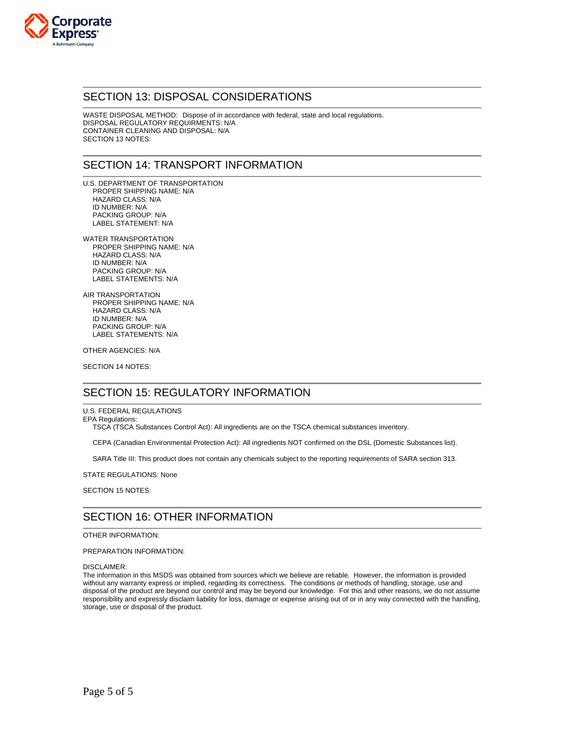## SECTION 13: DISPOSAL CONSIDERATIONS

WASTE DISPOSAL METHOD: Dispose of in accordance with federal, state and local regulations.
DISPOSAL REGULATORY REQUIRMENTS: N/A
CONTAINER CLEANING AND DISPOSAL: N/A
SECTION 13 NOTES:

## SECTION 14: TRANSPORT INFORMATION

U.S. DEPARTMENT OF TRANSPORTATION
- PROPER SHIPPING NAME: N/A
- HAZARD CLASS: N/A
- ID NUMBER: N/A
- PACKING GROUP: N/A
- LABEL STATEMENT: N/A

WATER TRANSPORTATION
- PROPER SHIPPING NAME: N/A
- HAZARD CLASS: N/A
- ID NUMBER: N/A
- PACKING GROUP: N/A
- LABEL STATEMENTS: N/A

AIR TRANSPORTATION
- PROPER SHIPPING NAME: N/A
- HAZARD CLASS: N/A
- ID NUMBER: N/A
- PACKING GROUP: N/A
- LABEL STATEMENTS: N/A

OTHER AGENCIES: N/A

SECTION 14 NOTES:

## SECTION 15: REGULATORY INFORMATION

U.S. FEDERAL REGULATIONS
EPA Regulations:

TSCA (TSCA Substances Control Act): All ingredients are on the TSCA chemical substances inventory.

CEPA (Canadian Environmental Protection Act): All ingredients NOT confirmed on the DSL (Domestic Substances list).

SARA Title III: This product does not contain any chemicals subject to the reporting requirements of SARA section 313.

STATE REGULATIONS: None

SECTION 15 NOTES:

## SECTION 16: OTHER INFORMATION

OTHER INFORMATION:

PREPARATION INFORMATION:

DISCLAIMER:
The information in this MSDS was obtained from sources which we believe are reliable. However, the information is provided without any warranty express or implied, regarding its correctness. The conditions or methods of handling, storage, use and disposal of the product are beyond our control and may be beyond our knowledge. For this and other reasons, we do not assume responsibility and expressly disclaim liability for loss, damage or expense arising out of or in any way connected with the handling, storage, use or disposal of the product.